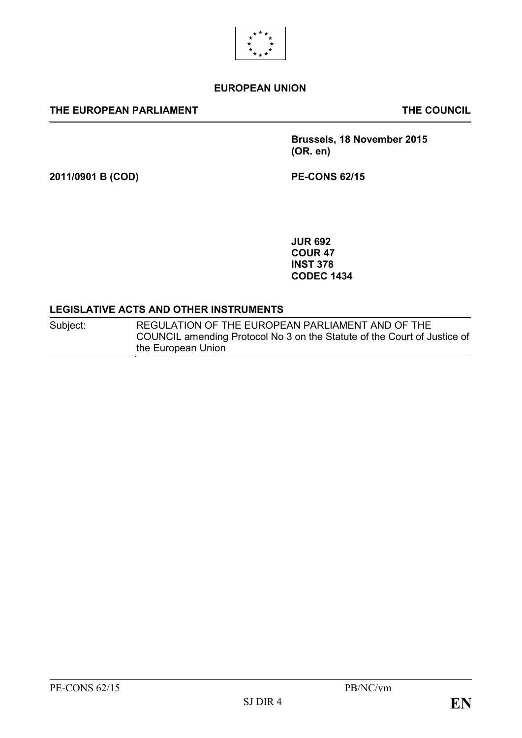**EUROPEAN UNION**

**THE EUROPEAN PARLIAMENT** **THE COUNCIL**

**Brussels, 18 November 2015**
**(OR. en)**

**2011/0901 B (COD)** **PE-CONS 62/15**

**JUR 692**
**COUR 47**
**INST 378**
**CODEC 1434**

**LEGISLATIVE ACTS AND OTHER INSTRUMENTS**

| Subject: | REGULATION OF THE EUROPEAN PARLIAMENT AND OF THE COUNCIL amending Protocol No 3 on the Statute of the Court of Justice of the European Union |
|---|---|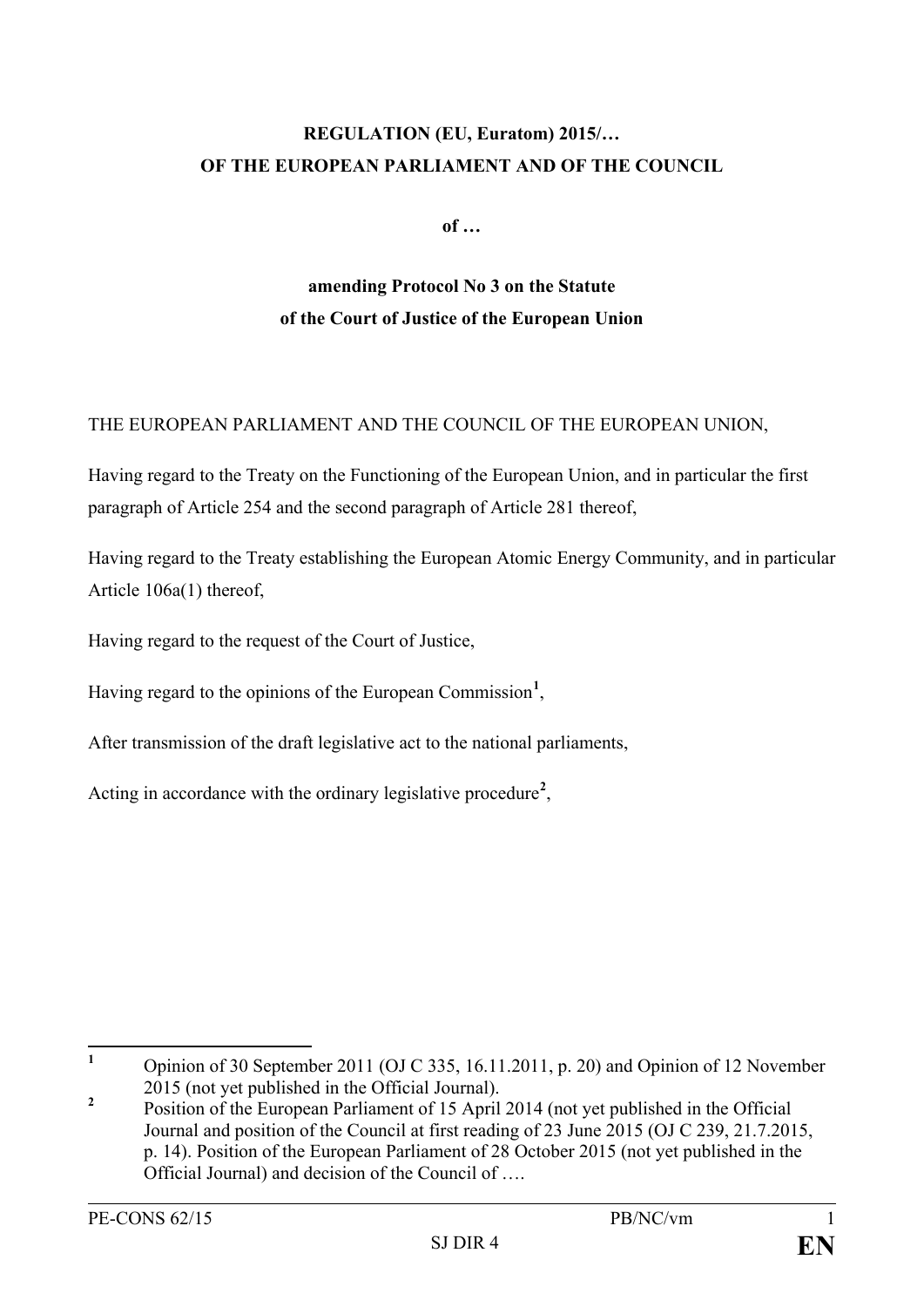**REGULATION (EU, Euratom) 2015/…**
**OF THE EUROPEAN PARLIAMENT AND OF THE COUNCIL**

**of …**

**amending Protocol No 3 on the Statute**
**of the Court of Justice of the European Union**

THE EUROPEAN PARLIAMENT AND THE COUNCIL OF THE EUROPEAN UNION,

Having regard to the Treaty on the Functioning of the European Union, and in particular the first paragraph of Article 254 and the second paragraph of Article 281 thereof,

Having regard to the Treaty establishing the European Atomic Energy Community, and in particular Article 106a(1) thereof,

Having regard to the request of the Court of Justice,

Having regard to the opinions of the European Commission[1],

After transmission of the draft legislative act to the national parliaments,

Acting in accordance with the ordinary legislative procedure[2],

---

[1] Opinion of 30 September 2011 (OJ C 335, 16.11.2011, p. 20) and Opinion of 12 November 2015 (not yet published in the Official Journal).

[2] Position of the European Parliament of 15 April 2014 (not yet published in the Official Journal and position of the Council at first reading of 23 June 2015 (OJ C 239, 21.7.2015, p. 14). Position of the European Parliament of 28 October 2015 (not yet published in the Official Journal) and decision of the Council of ….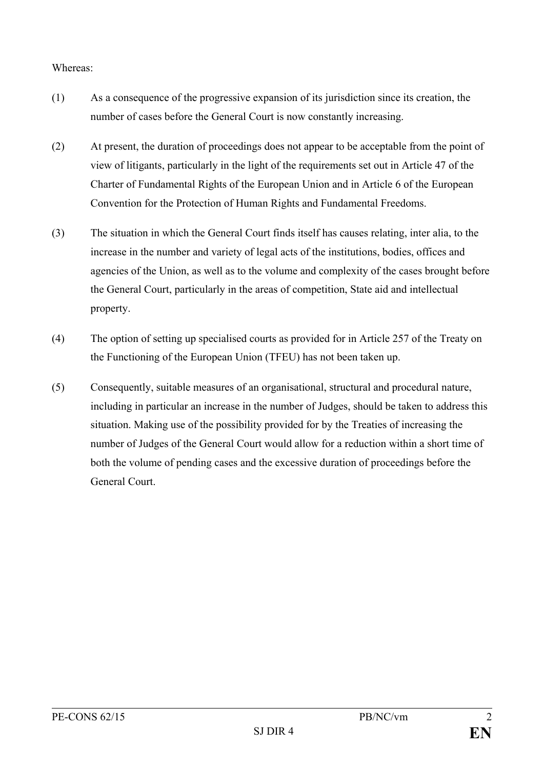Whereas:

(1) As a consequence of the progressive expansion of its jurisdiction since its creation, the number of cases before the General Court is now constantly increasing.

(2) At present, the duration of proceedings does not appear to be acceptable from the point of view of litigants, particularly in the light of the requirements set out in Article 47 of the Charter of Fundamental Rights of the European Union and in Article 6 of the European Convention for the Protection of Human Rights and Fundamental Freedoms.

(3) The situation in which the General Court finds itself has causes relating, inter alia, to the increase in the number and variety of legal acts of the institutions, bodies, offices and agencies of the Union, as well as to the volume and complexity of the cases brought before the General Court, particularly in the areas of competition, State aid and intellectual property.

(4) The option of setting up specialised courts as provided for in Article 257 of the Treaty on the Functioning of the European Union (TFEU) has not been taken up.

(5) Consequently, suitable measures of an organisational, structural and procedural nature, including in particular an increase in the number of Judges, should be taken to address this situation. Making use of the possibility provided for by the Treaties of increasing the number of Judges of the General Court would allow for a reduction within a short time of both the volume of pending cases and the excessive duration of proceedings before the General Court.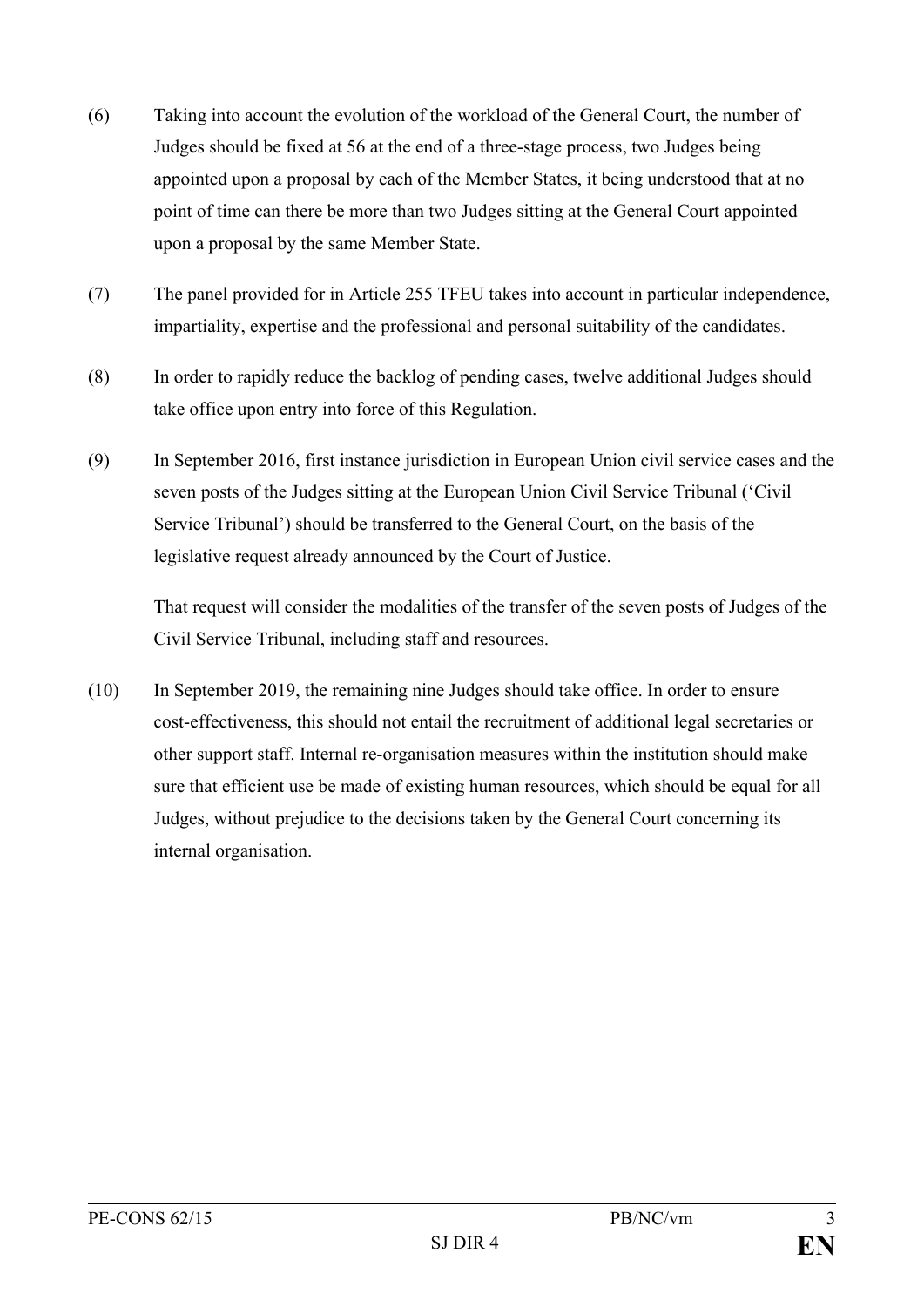(6) Taking into account the evolution of the workload of the General Court, the number of Judges should be fixed at 56 at the end of a three-stage process, two Judges being appointed upon a proposal by each of the Member States, it being understood that at no point of time can there be more than two Judges sitting at the General Court appointed upon a proposal by the same Member State.

(7) The panel provided for in Article 255 TFEU takes into account in particular independence, impartiality, expertise and the professional and personal suitability of the candidates.

(8) In order to rapidly reduce the backlog of pending cases, twelve additional Judges should take office upon entry into force of this Regulation.

(9) In September 2016, first instance jurisdiction in European Union civil service cases and the seven posts of the Judges sitting at the European Union Civil Service Tribunal ('Civil Service Tribunal') should be transferred to the General Court, on the basis of the legislative request already announced by the Court of Justice.

That request will consider the modalities of the transfer of the seven posts of Judges of the Civil Service Tribunal, including staff and resources.

(10) In September 2019, the remaining nine Judges should take office. In order to ensure cost-effectiveness, this should not entail the recruitment of additional legal secretaries or other support staff. Internal re-organisation measures within the institution should make sure that efficient use be made of existing human resources, which should be equal for all Judges, without prejudice to the decisions taken by the General Court concerning its internal organisation.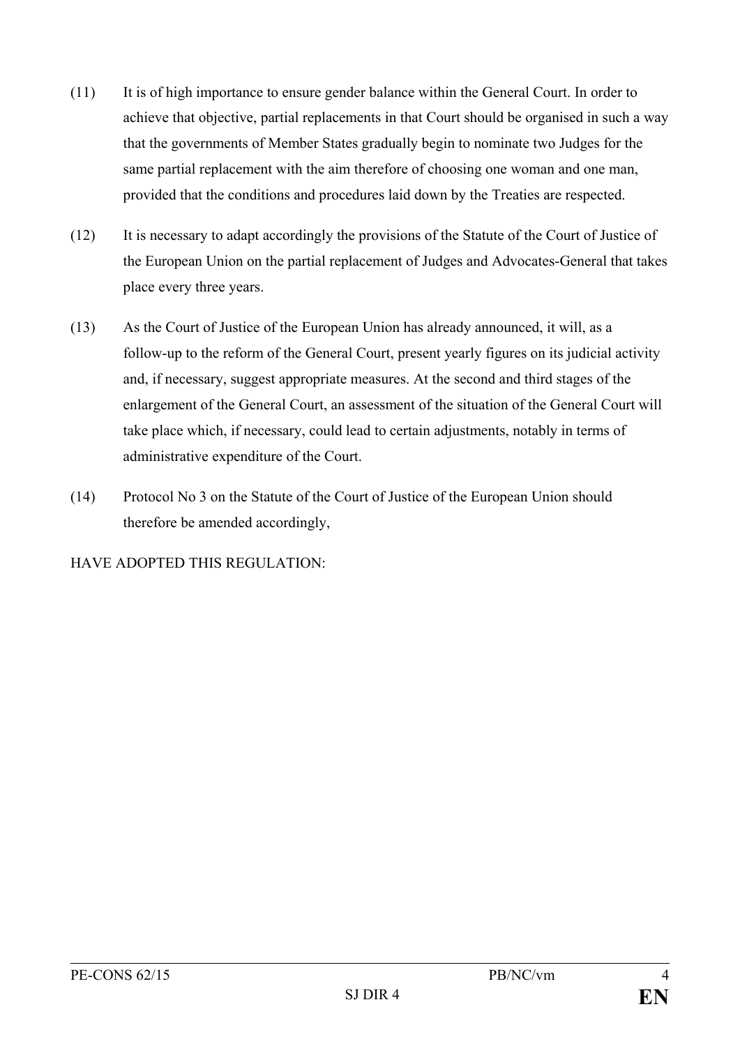(11) It is of high importance to ensure gender balance within the General Court. In order to achieve that objective, partial replacements in that Court should be organised in such a way that the governments of Member States gradually begin to nominate two Judges for the same partial replacement with the aim therefore of choosing one woman and one man, provided that the conditions and procedures laid down by the Treaties are respected.

(12) It is necessary to adapt accordingly the provisions of the Statute of the Court of Justice of the European Union on the partial replacement of Judges and Advocates-General that takes place every three years.

(13) As the Court of Justice of the European Union has already announced, it will, as a follow-up to the reform of the General Court, present yearly figures on its judicial activity and, if necessary, suggest appropriate measures. At the second and third stages of the enlargement of the General Court, an assessment of the situation of the General Court will take place which, if necessary, could lead to certain adjustments, notably in terms of administrative expenditure of the Court.

(14) Protocol No 3 on the Statute of the Court of Justice of the European Union should therefore be amended accordingly,

HAVE ADOPTED THIS REGULATION: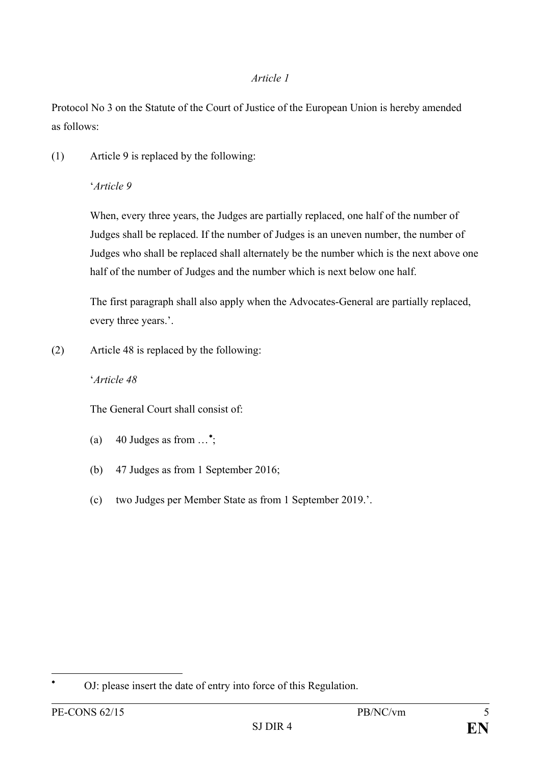*Article 1*

Protocol No 3 on the Statute of the Court of Justice of the European Union is hereby amended as follows:

(1) Article 9 is replaced by the following:

‘*Article 9*

When, every three years, the Judges are partially replaced, one half of the number of Judges shall be replaced. If the number of Judges is an uneven number, the number of Judges who shall be replaced shall alternately be the number which is the next above one half of the number of Judges and the number which is next below one half.

The first paragraph shall also apply when the Advocates-General are partially replaced, every three years.’.

(2) Article 48 is replaced by the following:

‘*Article 48*

The General Court shall consist of:

(a) 40 Judges as from …[*];

(b) 47 Judges as from 1 September 2016;

(c) two Judges per Member State as from 1 September 2019.’.

---

[*] OJ: please insert the date of entry into force of this Regulation.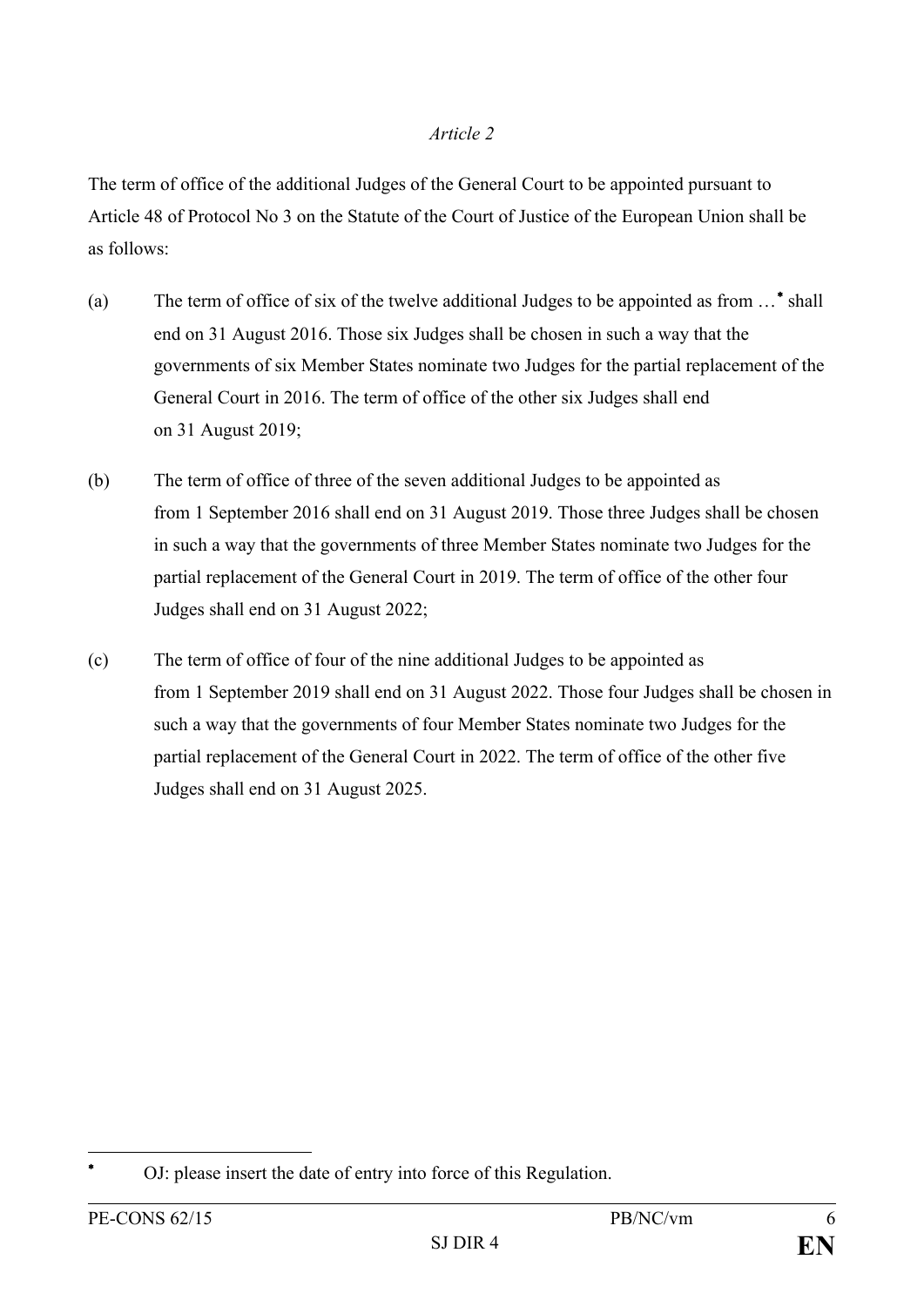*Article 2*

The term of office of the additional Judges of the General Court to be appointed pursuant to Article 48 of Protocol No 3 on the Statute of the Court of Justice of the European Union shall be as follows:

(a) The term of office of six of the twelve additional Judges to be appointed as from …[*] shall end on 31 August 2016. Those six Judges shall be chosen in such a way that the governments of six Member States nominate two Judges for the partial replacement of the General Court in 2016. The term of office of the other six Judges shall end on 31 August 2019;

(b) The term of office of three of the seven additional Judges to be appointed as from 1 September 2016 shall end on 31 August 2019. Those three Judges shall be chosen in such a way that the governments of three Member States nominate two Judges for the partial replacement of the General Court in 2019. The term of office of the other four Judges shall end on 31 August 2022;

(c) The term of office of four of the nine additional Judges to be appointed as from 1 September 2019 shall end on 31 August 2022. Those four Judges shall be chosen in such a way that the governments of four Member States nominate two Judges for the partial replacement of the General Court in 2022. The term of office of the other five Judges shall end on 31 August 2025.

---

[*] OJ: please insert the date of entry into force of this Regulation.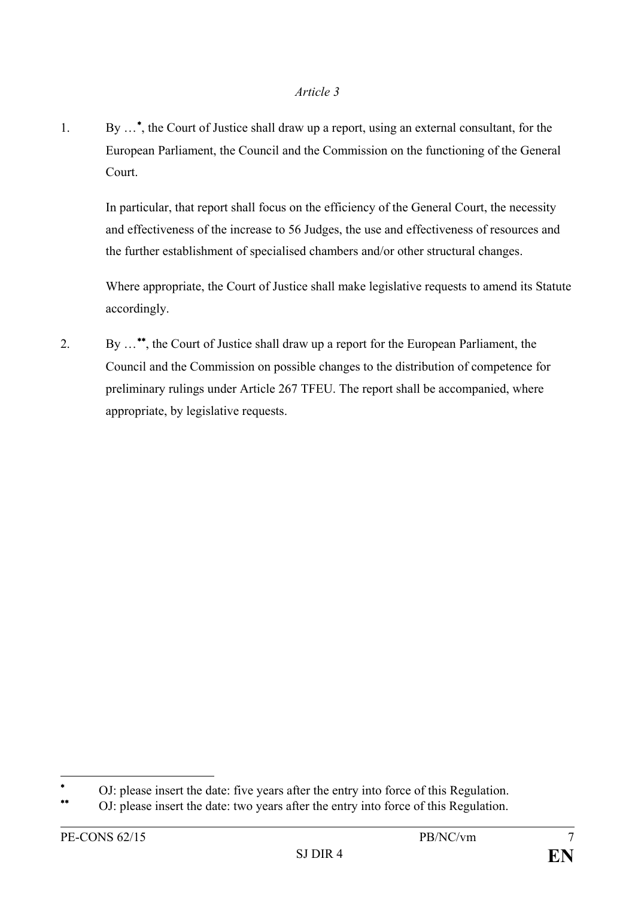*Article 3*

1. By …[*], the Court of Justice shall draw up a report, using an external consultant, for the European Parliament, the Council and the Commission on the functioning of the General Court.

   In particular, that report shall focus on the efficiency of the General Court, the necessity and effectiveness of the increase to 56 Judges, the use and effectiveness of resources and the further establishment of specialised chambers and/or other structural changes.

   Where appropriate, the Court of Justice shall make legislative requests to amend its Statute accordingly.

2. By …[**], the Court of Justice shall draw up a report for the European Parliament, the Council and the Commission on possible changes to the distribution of competence for preliminary rulings under Article 267 TFEU. The report shall be accompanied, where appropriate, by legislative requests.

---

[*] OJ: please insert the date: five years after the entry into force of this Regulation.

[**] OJ: please insert the date: two years after the entry into force of this Regulation.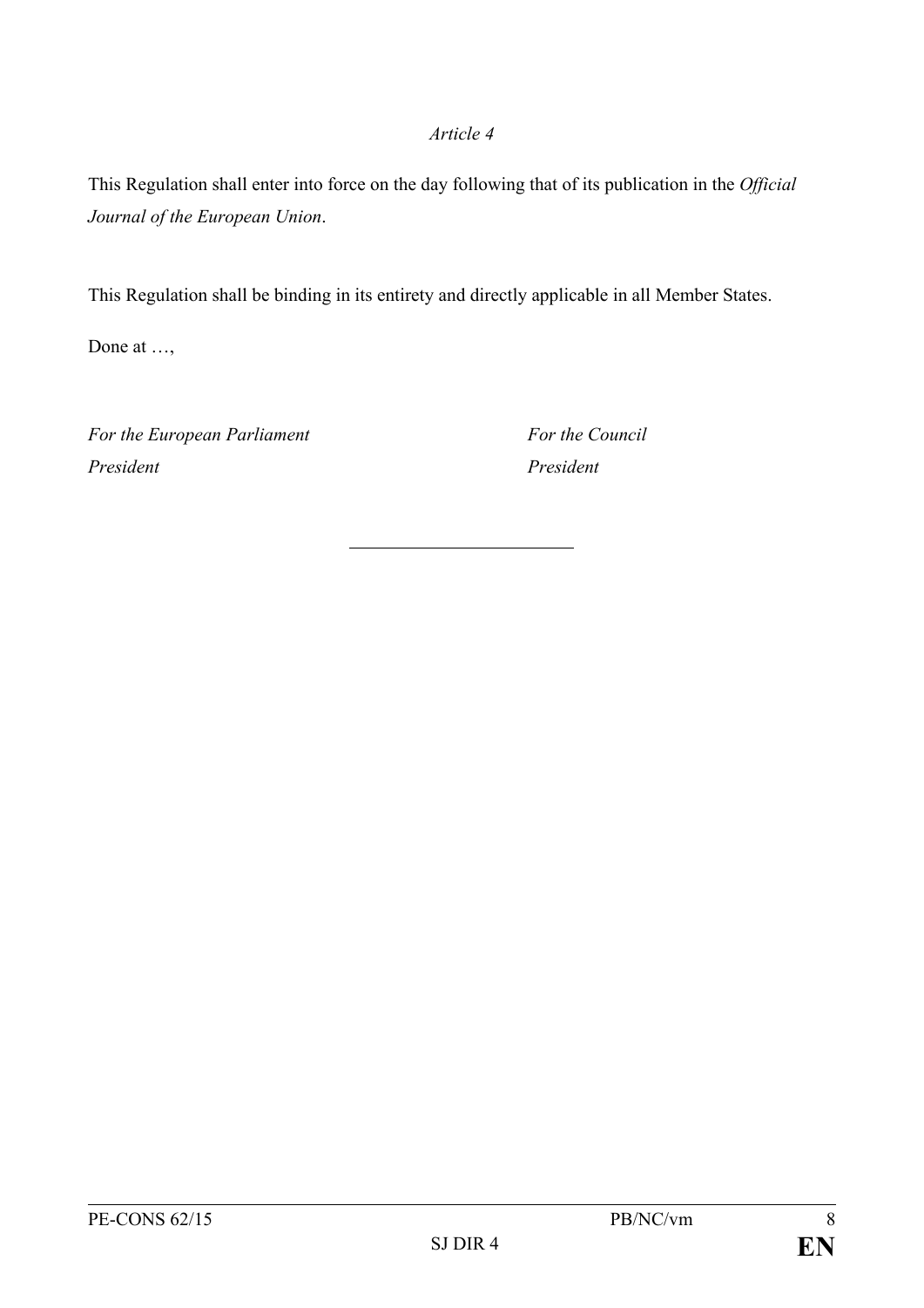*Article 4*

This Regulation shall enter into force on the day following that of its publication in the *Official Journal of the European Union*.

This Regulation shall be binding in its entirety and directly applicable in all Member States.

Done at …,

| | |
|---|---|
| *For the European Parliament* | *For the Council* |
| *President* | *President* |